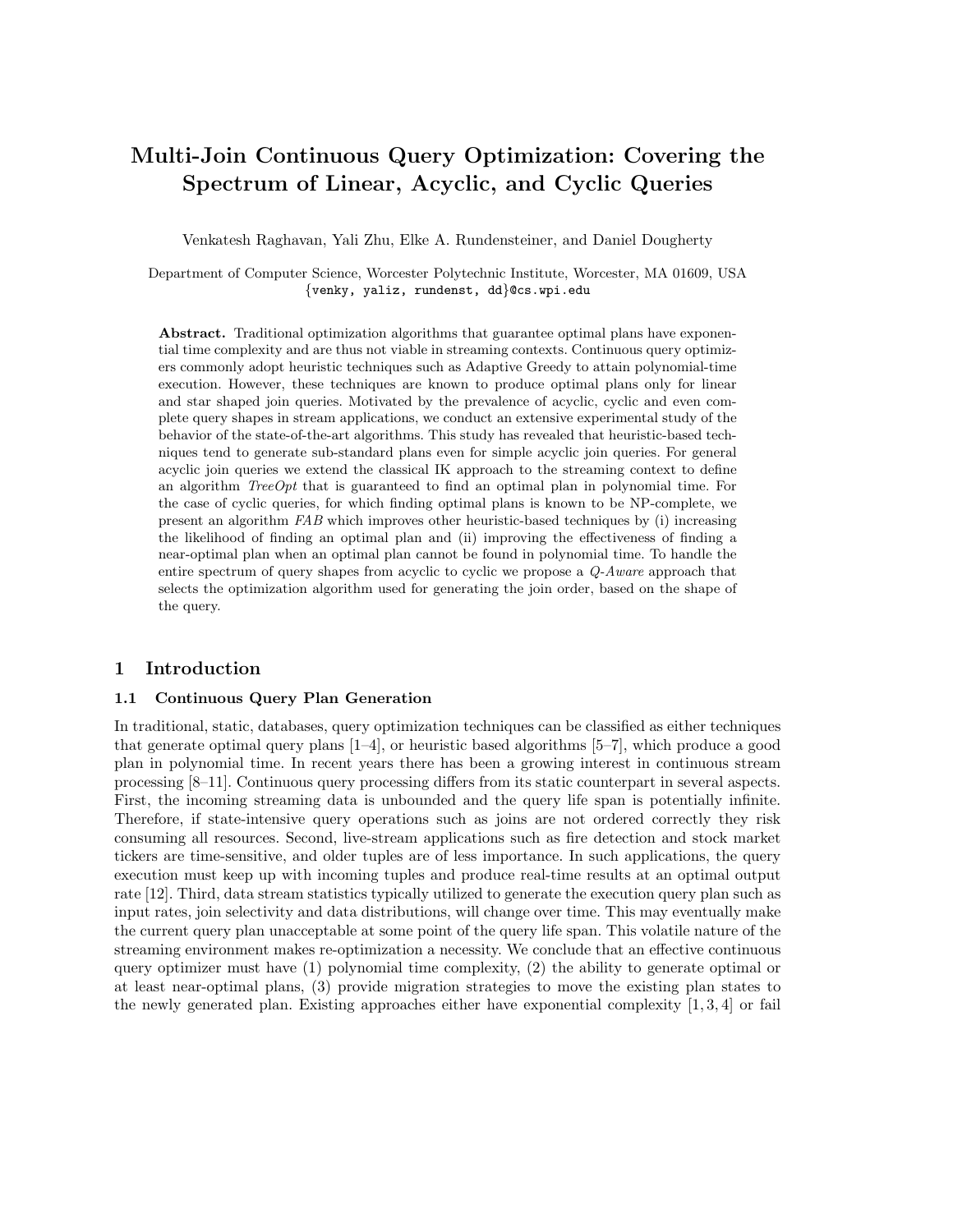# Multi-Join Continuous Query Optimization: Covering the Spectrum of Linear, Acyclic, and Cyclic Queries

Venkatesh Raghavan, Yali Zhu, Elke A. Rundensteiner, and Daniel Dougherty

Department of Computer Science, Worcester Polytechnic Institute, Worcester, MA 01609, USA
{venky, yaliz, rundenst, dd}@cs.wpi.edu

**Abstract.** Traditional optimization algorithms that guarantee optimal plans have exponential time complexity and are thus not viable in streaming contexts. Continuous query optimizers commonly adopt heuristic techniques such as Adaptive Greedy to attain polynomial-time execution. However, these techniques are known to produce optimal plans only for linear and star shaped join queries. Motivated by the prevalence of acyclic, cyclic and even complete query shapes in stream applications, we conduct an extensive experimental study of the behavior of the state-of-the-art algorithms. This study has revealed that heuristic-based techniques tend to generate sub-standard plans even for simple acyclic join queries. For general acyclic join queries we extend the classical IK approach to the streaming context to define an algorithm *TreeOpt* that is guaranteed to find an optimal plan in polynomial time. For the case of cyclic queries, for which finding optimal plans is known to be NP-complete, we present an algorithm *FAB* which improves other heuristic-based techniques by (i) increasing the likelihood of finding an optimal plan and (ii) improving the effectiveness of finding a near-optimal plan when an optimal plan cannot be found in polynomial time. To handle the entire spectrum of query shapes from acyclic to cyclic we propose a *Q-Aware* approach that selects the optimization algorithm used for generating the join order, based on the shape of the query.

## 1 Introduction

### 1.1 Continuous Query Plan Generation

In traditional, static, databases, query optimization techniques can be classified as either techniques that generate optimal query plans [1–4], or heuristic based algorithms [5–7], which produce a good plan in polynomial time. In recent years there has been a growing interest in continuous stream processing [8–11]. Continuous query processing differs from its static counterpart in several aspects. First, the incoming streaming data is unbounded and the query life span is potentially infinite. Therefore, if state-intensive query operations such as joins are not ordered correctly they risk consuming all resources. Second, live-stream applications such as fire detection and stock market tickers are time-sensitive, and older tuples are of less importance. In such applications, the query execution must keep up with incoming tuples and produce real-time results at an optimal output rate [12]. Third, data stream statistics typically utilized to generate the execution query plan such as input rates, join selectivity and data distributions, will change over time. This may eventually make the current query plan unacceptable at some point of the query life span. This volatile nature of the streaming environment makes re-optimization a necessity. We conclude that an effective continuous query optimizer must have (1) polynomial time complexity, (2) the ability to generate optimal or at least near-optimal plans, (3) provide migration strategies to move the existing plan states to the newly generated plan. Existing approaches either have exponential complexity [1, 3, 4] or fail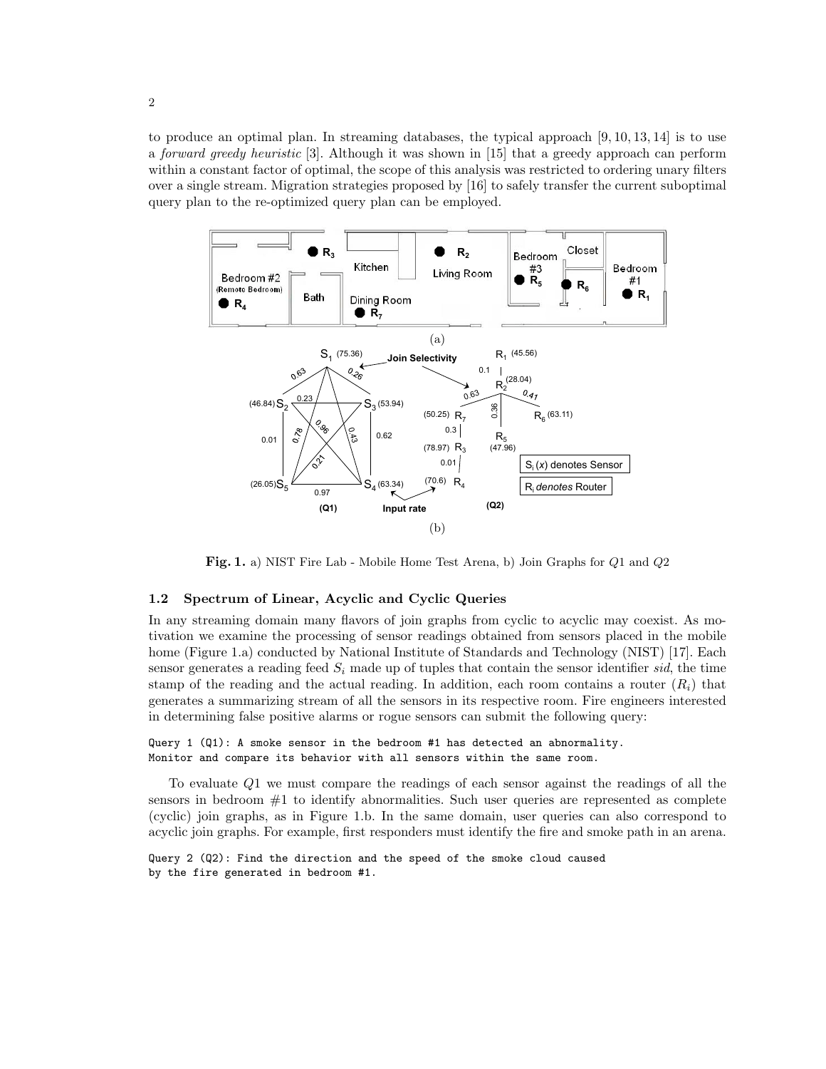to produce an optimal plan. In streaming databases, the typical approach [9, 10, 13, 14] is to use a *forward greedy heuristic* [3]. Although it was shown in [15] that a greedy approach can perform within a constant factor of optimal, the scope of this analysis was restricted to ordering unary filters over a single stream. Migration strategies proposed by [16] to safely transfer the current suboptimal query plan to the re-optimized query plan can be employed.

**Fig. 1.** a) NIST Fire Lab - Mobile Home Test Arena, b) Join Graphs for $Q1$ and $Q2$

### 1.2 Spectrum of Linear, Acyclic and Cyclic Queries

In any streaming domain many flavors of join graphs from cyclic to acyclic may coexist. As motivation we examine the processing of sensor readings obtained from sensors placed in the mobile home (Figure 1.a) conducted by National Institute of Standards and Technology (NIST) [17]. Each sensor generates a reading feed $S_i$ made up of tuples that contain the sensor identifier *sid*, the time stamp of the reading and the actual reading. In addition, each room contains a router ($R_i$) that generates a summarizing stream of all the sensors in its respective room. Fire engineers interested in determining false positive alarms or rogue sensors can submit the following query:

```
Query 1 (Q1): A smoke sensor in the bedroom #1 has detected an abnormality.
Monitor and compare its behavior with all sensors within the same room.
```

To evaluate $Q1$ we must compare the readings of each sensor against the readings of all the sensors in bedroom #1 to identify abnormalities. Such user queries are represented as complete (cyclic) join graphs, as in Figure 1.b. In the same domain, user queries can also correspond to acyclic join graphs. For example, first responders must identify the fire and smoke path in an arena.

```
Query 2 (Q2): Find the direction and the speed of the smoke cloud caused
by the fire generated in bedroom #1.
```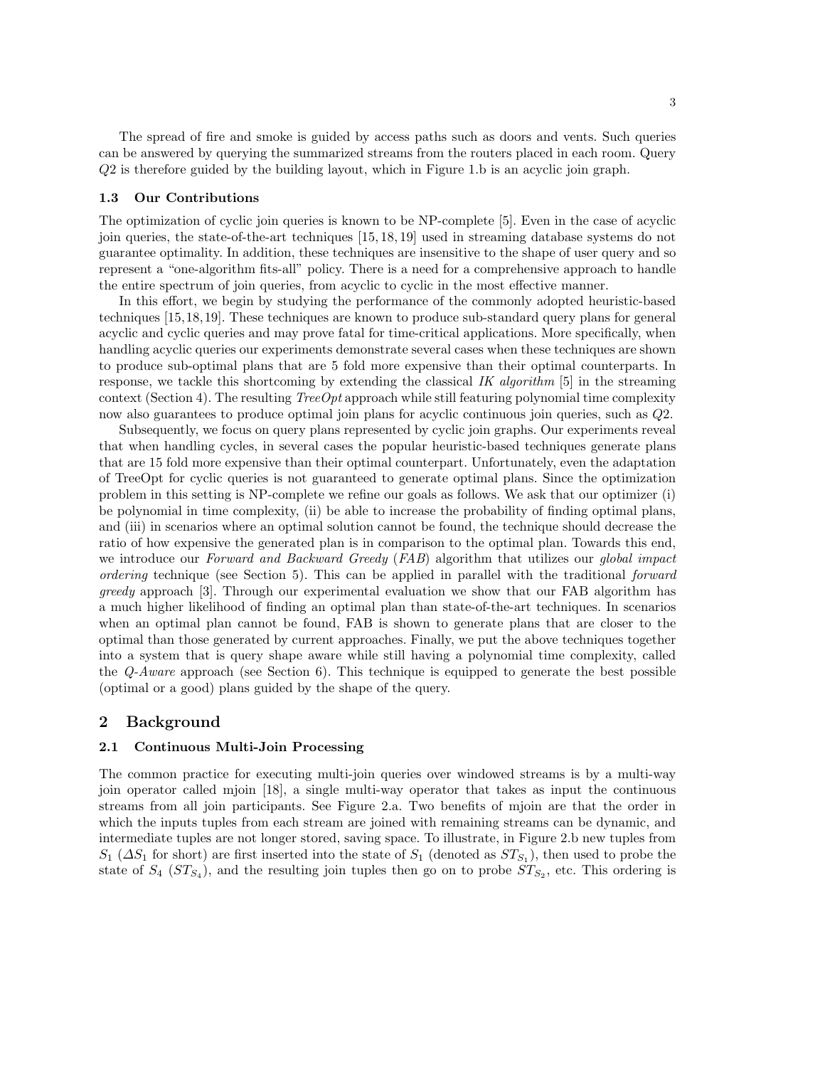The spread of fire and smoke is guided by access paths such as doors and vents. Such queries can be answered by querying the summarized streams from the routers placed in each room. Query $Q2$ is therefore guided by the building layout, which in Figure 1.b is an acyclic join graph.

### 1.3 Our Contributions

The optimization of cyclic join queries is known to be NP-complete [5]. Even in the case of acyclic join queries, the state-of-the-art techniques [15, 18, 19] used in streaming database systems do not guarantee optimality. In addition, these techniques are insensitive to the shape of user query and so represent a "one-algorithm fits-all" policy. There is a need for a comprehensive approach to handle the entire spectrum of join queries, from acyclic to cyclic in the most effective manner.

In this effort, we begin by studying the performance of the commonly adopted heuristic-based techniques [15,18,19]. These techniques are known to produce sub-standard query plans for general acyclic and cyclic queries and may prove fatal for time-critical applications. More specifically, when handling acyclic queries our experiments demonstrate several cases when these techniques are shown to produce sub-optimal plans that are 5 fold more expensive than their optimal counterparts. In response, we tackle this shortcoming by extending the classical *IK algorithm* [5] in the streaming context (Section 4). The resulting *TreeOpt* approach while still featuring polynomial time complexity now also guarantees to produce optimal join plans for acyclic continuous join queries, such as $Q2$.

Subsequently, we focus on query plans represented by cyclic join graphs. Our experiments reveal that when handling cycles, in several cases the popular heuristic-based techniques generate plans that are 15 fold more expensive than their optimal counterpart. Unfortunately, even the adaptation of TreeOpt for cyclic queries is not guaranteed to generate optimal plans. Since the optimization problem in this setting is NP-complete we refine our goals as follows. We ask that our optimizer (i) be polynomial in time complexity, (ii) be able to increase the probability of finding optimal plans, and (iii) in scenarios where an optimal solution cannot be found, the technique should decrease the ratio of how expensive the generated plan is in comparison to the optimal plan. Towards this end, we introduce our *Forward and Backward Greedy* (*FAB*) algorithm that utilizes our *global impact ordering* technique (see Section 5). This can be applied in parallel with the traditional *forward greedy* approach [3]. Through our experimental evaluation we show that our FAB algorithm has a much higher likelihood of finding an optimal plan than state-of-the-art techniques. In scenarios when an optimal plan cannot be found, FAB is shown to generate plans that are closer to the optimal than those generated by current approaches. Finally, we put the above techniques together into a system that is query shape aware while still having a polynomial time complexity, called the *Q-Aware* approach (see Section 6). This technique is equipped to generate the best possible (optimal or a good) plans guided by the shape of the query.

## 2 Background

### 2.1 Continuous Multi-Join Processing

The common practice for executing multi-join queries over windowed streams is by a multi-way join operator called mjoin [18], a single multi-way operator that takes as input the continuous streams from all join participants. See Figure 2.a. Two benefits of mjoin are that the order in which the inputs tuples from each stream are joined with remaining streams can be dynamic, and intermediate tuples are not longer stored, saving space. To illustrate, in Figure 2.b new tuples from $S_1$ ($\Delta S_1$ for short) are first inserted into the state of $S_1$ (denoted as $ST_{S_1}$), then used to probe the state of $S_4$ ($ST_{S_4}$), and the resulting join tuples then go on to probe $ST_{S_2}$, etc. This ordering is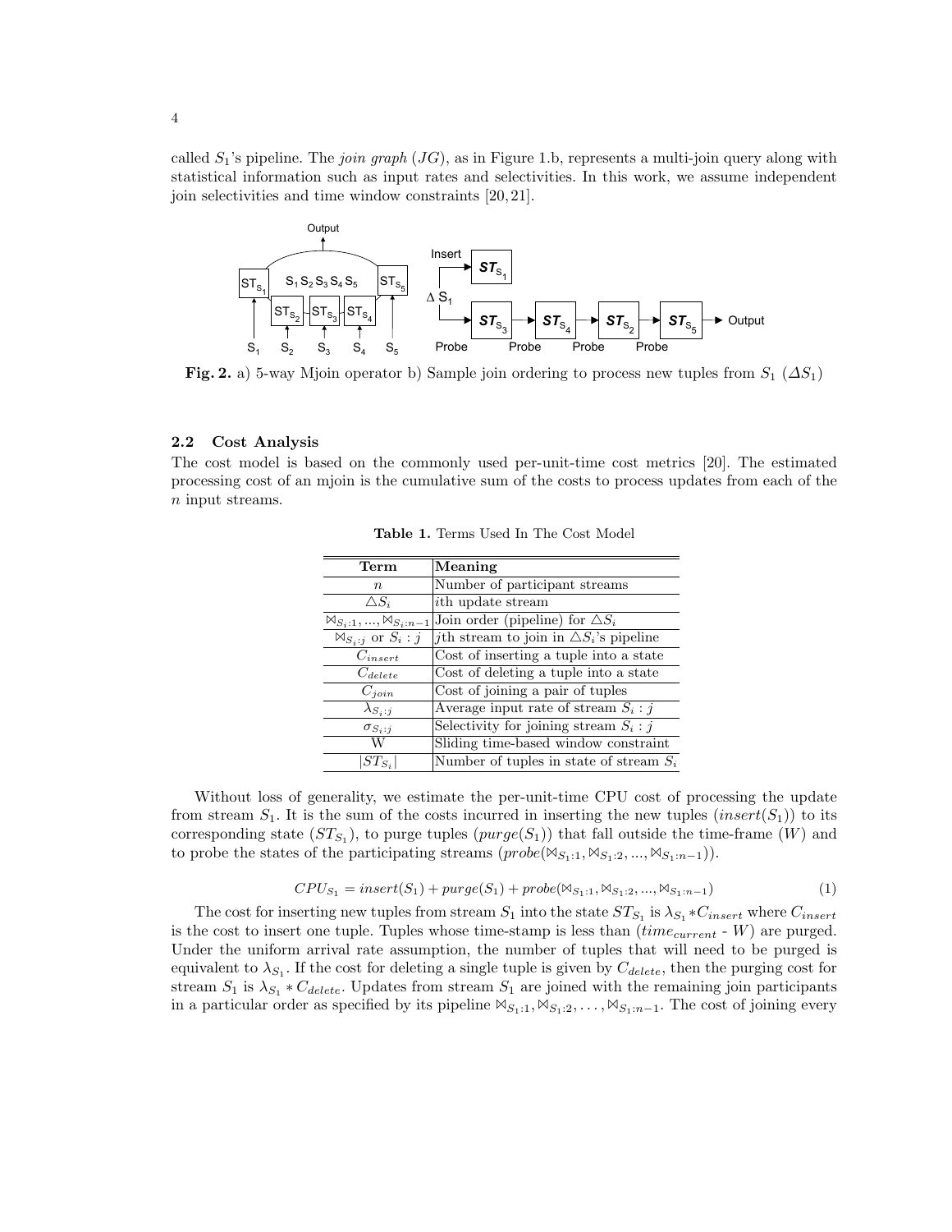called $S_1$'s pipeline. The *join graph* ($JG$), as in Figure 1.b, represents a multi-join query along with statistical information such as input rates and selectivities. In this work, we assume independent join selectivities and time window constraints [20, 21].

**Fig. 2.** a) 5-way Mjoin operator b) Sample join ordering to process new tuples from $S_1$ ($\Delta S_1$)

### 2.2 Cost Analysis

The cost model is based on the commonly used per-unit-time cost metrics [20]. The estimated processing cost of an mjoin is the cumulative sum of the costs to process updates from each of the $n$ input streams.

**Table 1.** Terms Used In The Cost Model

| Term | Meaning |
|---|---|
| $n$ | Number of participant streams |
| $\triangle S_i$ | $i$th update stream |
| $\bowtie_{S_i:1}, ..., \bowtie_{S_i:n-1}$ | Join order (pipeline) for $\triangle S_i$ |
| $\bowtie_{S_i:j}$ or $S_i : j$ | $j$th stream to join in $\triangle S_i$'s pipeline |
| $C_{insert}$ | Cost of inserting a tuple into a state |
| $C_{delete}$ | Cost of deleting a tuple into a state |
| $C_{join}$ | Cost of joining a pair of tuples |
| $\lambda_{S_i:j}$ | Average input rate of stream $S_i : j$ |
| $\sigma_{S_i:j}$ | Selectivity for joining stream $S_i : j$ |
| W | Sliding time-based window constraint |
| $\lvert ST_{S_i} \rvert$ | Number of tuples in state of stream $S_i$ |

Without loss of generality, we estimate the per-unit-time CPU cost of processing the update from stream $S_1$. It is the sum of the costs incurred in inserting the new tuples ($insert(S_1)$) to its corresponding state ($ST_{S_1}$), to purge tuples ($purge(S_1)$) that fall outside the time-frame ($W$) and to probe the states of the participating streams ($probe(\bowtie_{S_1:1}, \bowtie_{S_1:2}, ..., \bowtie_{S_1:n-1})$).

$$CPU_{S_1} = insert(S_1) + purge(S_1) + probe(\bowtie_{S_1:1}, \bowtie_{S_1:2}, ..., \bowtie_{S_1:n-1}) \quad (1)$$

The cost for inserting new tuples from stream $S_1$ into the state $ST_{S_1}$ is $\lambda_{S_1} * C_{insert}$ where $C_{insert}$ is the cost to insert one tuple. Tuples whose time-stamp is less than ($time_{current}$ - $W$) are purged. Under the uniform arrival rate assumption, the number of tuples that will need to be purged is equivalent to $\lambda_{S_1}$. If the cost for deleting a single tuple is given by $C_{delete}$, then the purging cost for stream $S_1$ is $\lambda_{S_1} * C_{delete}$. Updates from stream $S_1$ are joined with the remaining join participants in a particular order as specified by its pipeline $\bowtie_{S_1:1}, \bowtie_{S_1:2}, \ldots, \bowtie_{S_1:n-1}$. The cost of joining every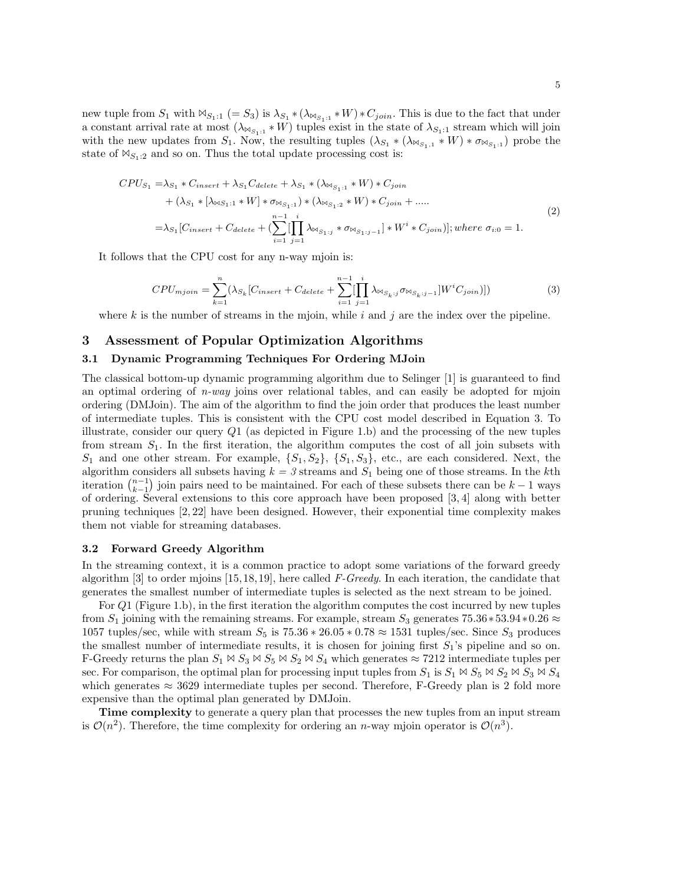new tuple from $S_1$ with $\bowtie_{S_1:1}$ ($= S_3$) is $\lambda_{S_1} * (\lambda_{\bowtie_{S_1:1}} * W) * C_{join}$. This is due to the fact that under a constant arrival rate at most $(\lambda_{\bowtie_{S_1:1}} * W)$ tuples exist in the state of $\lambda_{S_1:1}$ stream which will join with the new updates from $S_1$. Now, the resulting tuples $(\lambda_{S_1} * (\lambda_{\bowtie_{S_1,1}} * W) * \sigma_{\bowtie_{S_1:1}})$ probe the state of $\bowtie_{S_1:2}$ and so on. Thus the total update processing cost is:

$$
\begin{aligned}
CPU_{S_1} =& \lambda_{S_1} * C_{insert} + \lambda_{S_1} C_{delete} + \lambda_{S_1} * (\lambda_{\bowtie_{S_1:1}} * W) * C_{join} \\
&+ (\lambda_{S_1} * [\lambda_{\bowtie S_1:1} * W] * \sigma_{\bowtie_{S_1:1}}) * (\lambda_{\bowtie_{S_1:2}} * W) * C_{join} + ..... \\
=& \lambda_{S_1} [C_{insert} + C_{delete} + (\sum_{i=1}^{n-1} [\prod_{j=1}^{i} \lambda_{\bowtie_{S_1:j}} * \sigma_{\bowtie_{S_1:j-1}}] * W^i * C_{join})]; where\ \sigma_{i:0} = 1.
\end{aligned}
\tag{2}
$$

It follows that the CPU cost for any n-way mjoin is:

$$
CPU_{mjoin} = \sum_{k=1}^{n} (\lambda_{S_k} [C_{insert} + C_{delete} + \sum_{i=1}^{n-1} [\prod_{j=1}^{i} \lambda_{\bowtie_{S_k}:j} \sigma_{\bowtie_{S_k}:j-1}] W^i C_{join})]) \tag{3}
$$

where $k$ is the number of streams in the mjoin, while $i$ and $j$ are the index over the pipeline.

## 3 Assessment of Popular Optimization Algorithms

### 3.1 Dynamic Programming Techniques For Ordering MJoin

The classical bottom-up dynamic programming algorithm due to Selinger [1] is guaranteed to find an optimal ordering of *n-way* joins over relational tables, and can easily be adopted for mjoin ordering (DMJoin). The aim of the algorithm to find the join order that produces the least number of intermediate tuples. This is consistent with the CPU cost model described in Equation 3. To illustrate, consider our query $Q1$ (as depicted in Figure 1.b) and the processing of the new tuples from stream $S_1$. In the first iteration, the algorithm computes the cost of all join subsets with $S_1$ and one other stream. For example, $\{S_1, S_2\}$, $\{S_1, S_3\}$, etc., are each considered. Next, the algorithm considers all subsets having $k = 3$ streams and $S_1$ being one of those streams. In the $k$th iteration $\binom{n-1}{k-1}$ join pairs need to be maintained. For each of these subsets there can be $k - 1$ ways of ordering. Several extensions to this core approach have been proposed [3, 4] along with better pruning techniques [2, 22] have been designed. However, their exponential time complexity makes them not viable for streaming databases.

### 3.2 Forward Greedy Algorithm

In the streaming context, it is a common practice to adopt some variations of the forward greedy algorithm [3] to order mjoins [15, 18, 19], here called *F-Greedy*. In each iteration, the candidate that generates the smallest number of intermediate tuples is selected as the next stream to be joined.

For $Q1$ (Figure 1.b), in the first iteration the algorithm computes the cost incurred by new tuples from $S_1$ joining with the remaining streams. For example, stream $S_3$ generates $75.36 * 53.94 * 0.26 \approx 1057$ tuples/sec, while with stream $S_5$ is $75.36 * 26.05 * 0.78 \approx 1531$ tuples/sec. Since $S_3$ produces the smallest number of intermediate results, it is chosen for joining first $S_1$'s pipeline and so on. F-Greedy returns the plan $S_1 \bowtie S_3 \bowtie S_5 \bowtie S_2 \bowtie S_4$ which generates $\approx 7212$ intermediate tuples per sec. For comparison, the optimal plan for processing input tuples from $S_1$ is $S_1 \bowtie S_5 \bowtie S_2 \bowtie S_3 \bowtie S_4$ which generates $\approx 3629$ intermediate tuples per second. Therefore, F-Greedy plan is 2 fold more expensive than the optimal plan generated by DMJoin.

**Time complexity** to generate a query plan that processes the new tuples from an input stream is $\mathcal{O}(n^2)$. Therefore, the time complexity for ordering an $n$-way mjoin operator is $\mathcal{O}(n^3)$.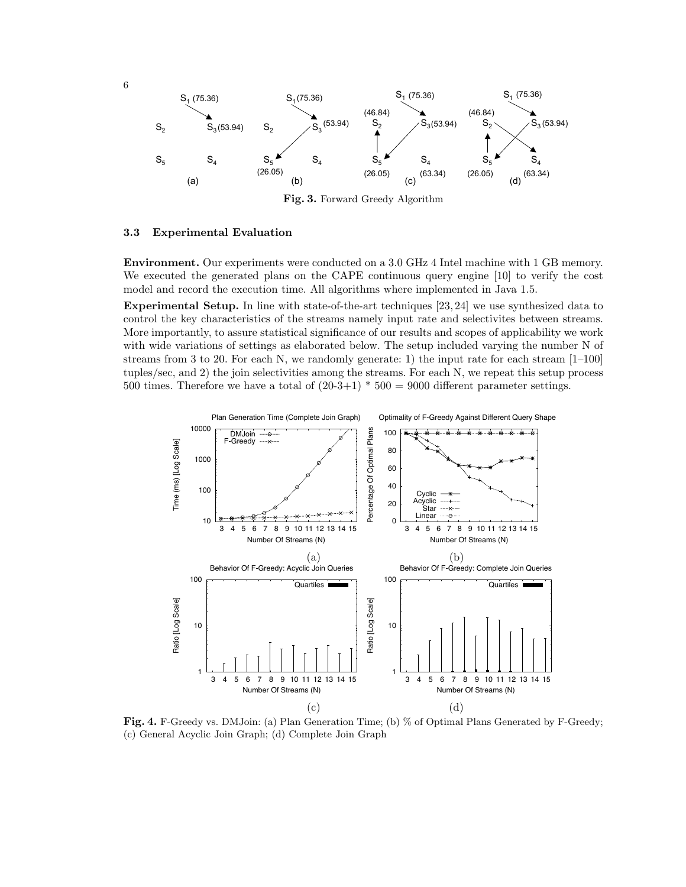Fig. 3. Forward Greedy Algorithm

### 3.3 Experimental Evaluation

**Environment.** Our experiments were conducted on a 3.0 GHz 4 Intel machine with 1 GB memory. We executed the generated plans on the CAPE continuous query engine [10] to verify the cost model and record the execution time. All algorithms where implemented in Java 1.5.

**Experimental Setup.** In line with state-of-the-art techniques [23, 24] we use synthesized data to control the key characteristics of the streams namely input rate and selectivites between streams. More importantly, to assure statistical significance of our results and scopes of applicability we work with wide variations of settings as elaborated below. The setup included varying the number N of streams from 3 to 20. For each N, we randomly generate: 1) the input rate for each stream [1–100] tuples/sec, and 2) the join selectivities among the streams. For each N, we repeat this setup process 500 times. Therefore we have a total of (20-3+1) * 500 = 9000 different parameter settings.

**Fig. 4.** F-Greedy vs. DMJoin: (a) Plan Generation Time; (b) % of Optimal Plans Generated by F-Greedy; (c) General Acyclic Join Graph; (d) Complete Join Graph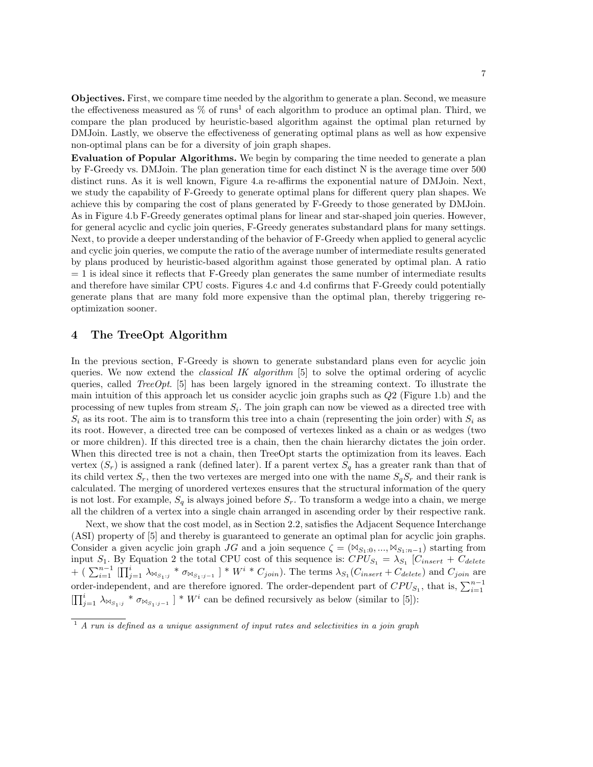**Objectives.** First, we compare time needed by the algorithm to generate a plan. Second, we measure the effectiveness measured as % of runs[1] of each algorithm to produce an optimal plan. Third, we compare the plan produced by heuristic-based algorithm against the optimal plan returned by DMJoin. Lastly, we observe the effectiveness of generating optimal plans as well as how expensive non-optimal plans can be for a diversity of join graph shapes.

**Evaluation of Popular Algorithms.** We begin by comparing the time needed to generate a plan by F-Greedy vs. DMJoin. The plan generation time for each distinct N is the average time over 500 distinct runs. As it is well known, Figure 4.a re-affirms the exponential nature of DMJoin. Next, we study the capability of F-Greedy to generate optimal plans for different query plan shapes. We achieve this by comparing the cost of plans generated by F-Greedy to those generated by DMJoin. As in Figure 4.b F-Greedy generates optimal plans for linear and star-shaped join queries. However, for general acyclic and cyclic join queries, F-Greedy generates substandard plans for many settings. Next, to provide a deeper understanding of the behavior of F-Greedy when applied to general acyclic and cyclic join queries, we compute the ratio of the average number of intermediate results generated by plans produced by heuristic-based algorithm against those generated by optimal plan. A ratio = 1 is ideal since it reflects that F-Greedy plan generates the same number of intermediate results and therefore have similar CPU costs. Figures 4.c and 4.d confirms that F-Greedy could potentially generate plans that are many fold more expensive than the optimal plan, thereby triggering re-optimization sooner.

## 4 The TreeOpt Algorithm

In the previous section, F-Greedy is shown to generate substandard plans even for acyclic join queries. We now extend the *classical IK algorithm* [5] to solve the optimal ordering of acyclic queries, called *TreeOpt*. [5] has been largely ignored in the streaming context. To illustrate the main intuition of this approach let us consider acyclic join graphs such as $Q2$ (Figure 1.b) and the processing of new tuples from stream $S_i$. The join graph can now be viewed as a directed tree with $S_i$ as its root. The aim is to transform this tree into a chain (representing the join order) with $S_i$ as its root. However, a directed tree can be composed of vertexes linked as a chain or as wedges (two or more children). If this directed tree is a chain, then the chain hierarchy dictates the join order. When this directed tree is not a chain, then TreeOpt starts the optimization from its leaves. Each vertex ($S_r$) is assigned a rank (defined later). If a parent vertex $S_q$ has a greater rank than that of its child vertex $S_r$, then the two vertexes are merged into one with the name $S_qS_r$ and their rank is calculated. The merging of unordered vertexes ensures that the structural information of the query is not lost. For example, $S_q$ is always joined before $S_r$. To transform a wedge into a chain, we merge all the children of a vertex into a single chain arranged in ascending order by their respective rank.

Next, we show that the cost model, as in Section 2.2, satisfies the Adjacent Sequence Interchange (ASI) property of [5] and thereby is guaranteed to generate an optimal plan for acyclic join graphs. Consider a given acyclic join graph $JG$ and a join sequence $\zeta = (\bowtie_{S_1:0}, ..., \bowtie_{S_1:n-1})$ starting from input $S_1$. By Equation 2 the total CPU cost of this sequence is: $CPU_{S_1} = \lambda_{S_1}$ [$C_{insert} + C_{delete}$ + ( $\sum_{i=1}^{n-1}$ [$\prod_{j=1}^{i} \lambda_{\bowtie_{S_1:j}} * \sigma_{\bowtie_{S_1:j-1}}$ ] * $W^i$ * $C_{join}$). The terms $\lambda_{S_1}(C_{insert} + C_{delete})$ and $C_{join}$ are order-independent, and are therefore ignored. The order-dependent part of $CPU_{S_1}$, that is, $\sum_{i=1}^{n-1}$ [$\prod_{j=1}^{i} \lambda_{\bowtie_{S_1:j}} * \sigma_{\bowtie_{S_1:j-1}}$ ] * $W^i$ can be defined recursively as below (similar to [5]):

[1] *A run is defined as a unique assignment of input rates and selectivities in a join graph*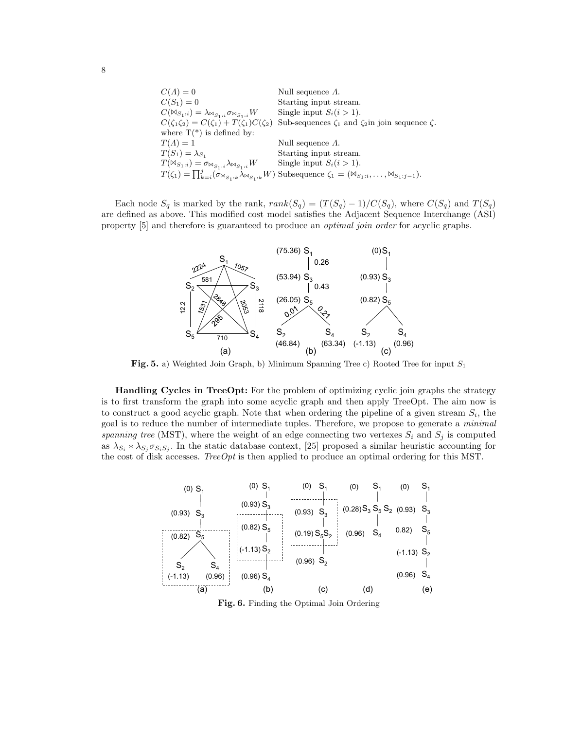| | |
|---|---|
| $C(\Lambda) = 0$ | Null sequence $\Lambda$. |
| $C(S_1) = 0$ | Starting input stream. |
| $C(\bowtie_{S_{1:i}}) = \lambda_{\bowtie_{S_{1:i}}} \sigma_{\bowtie_{S_{1:i}}} W$ | Single input $S_i (i > 1)$. |
| $C(\zeta_1 \zeta_2) = C(\zeta_1) + T(\zeta_1) C(\zeta_2)$ | Sub-sequences $\zeta_1$ and $\zeta_2$in join sequence $\zeta$. |
| where T(*) is defined by: | |
| $T(\Lambda) = 1$ | Null sequence $\Lambda$. |
| $T(S_1) = \lambda_{S_1}$ | Starting input stream. |
| $T(\bowtie_{S_{1:i}}) = \sigma_{\bowtie_{S_{1:i}}} \lambda_{\bowtie_{S_{1:i}}} W$ | Single input $S_i (i > 1)$. |
| $T(\zeta_1) = \prod_{k=i}^{j} (\sigma_{\bowtie_{S_{1:k}}} \lambda_{\bowtie_{S_{1:k}}} W)$ | Subsequence $\zeta_1 = (\bowtie_{S_{1:i}}, \ldots, \bowtie_{S_{1:j-1}})$. |

Each node $S_q$ is marked by the rank, $rank(S_q) = (T(S_q) - 1)/C(S_q)$, where $C(S_q)$ and $T(S_q)$ are defined as above. This modified cost model satisfies the Adjacent Sequence Interchange (ASI) property [5] and therefore is guaranteed to produce an *optimal join order* for acyclic graphs.

**Fig. 5.** a) Weighted Join Graph, b) Minimum Spanning Tree c) Rooted Tree for input $S_1$

**Handling Cycles in TreeOpt:** For the problem of optimizing cyclic join graphs the strategy is to first transform the graph into some acyclic graph and then apply TreeOpt. The aim now is to construct a good acyclic graph. Note that when ordering the pipeline of a given stream $S_i$, the goal is to reduce the number of intermediate tuples. Therefore, we propose to generate a *minimal spanning tree* (MST), where the weight of an edge connecting two vertexes $S_i$ and $S_j$ is computed as $\lambda_{S_i} * \lambda_{S_j} \sigma_{S_i S_j}$. In the static database context, [25] proposed a similar heuristic accounting for the cost of disk accesses. *TreeOpt* is then applied to produce an optimal ordering for this MST.

**Fig. 6.** Finding the Optimal Join Ordering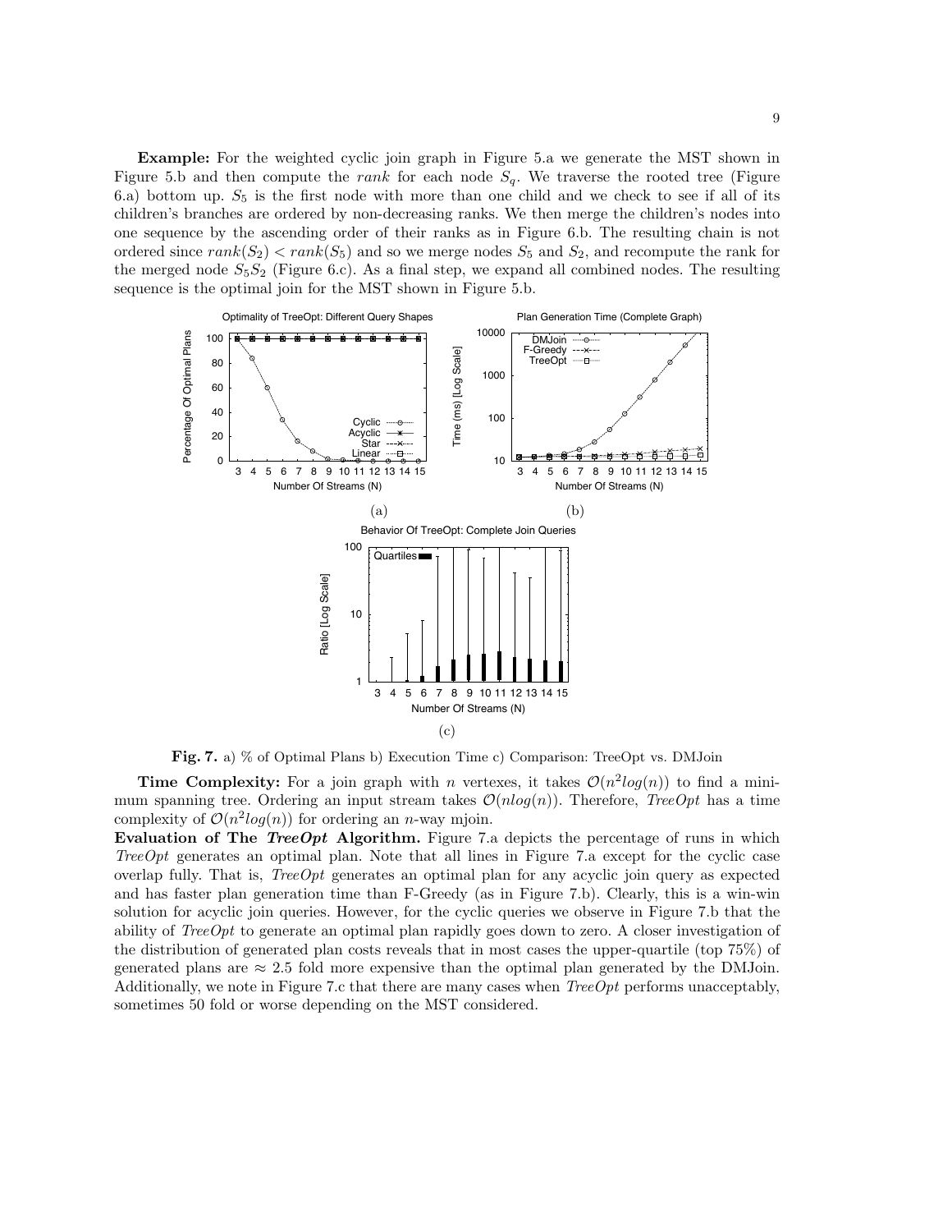**Example:** For the weighted cyclic join graph in Figure 5.a we generate the MST shown in Figure 5.b and then compute the *rank* for each node $S_q$. We traverse the rooted tree (Figure 6.a) bottom up. $S_5$ is the first node with more than one child and we check to see if all of its children's branches are ordered by non-decreasing ranks. We then merge the children's nodes into one sequence by the ascending order of their ranks as in Figure 6.b. The resulting chain is not ordered since $rank(S_2) < rank(S_5)$ and so we merge nodes $S_5$ and $S_2$, and recompute the rank for the merged node $S_5S_2$ (Figure 6.c). As a final step, we expand all combined nodes. The resulting sequence is the optimal join for the MST shown in Figure 5.b.

**Fig. 7.** a) % of Optimal Plans b) Execution Time c) Comparison: TreeOpt vs. DMJoin

**Time Complexity:** For a join graph with $n$ vertexes, it takes $\mathcal{O}(n^2 log(n))$ to find a minimum spanning tree. Ordering an input stream takes $\mathcal{O}(nlog(n))$. Therefore, *TreeOpt* has a time complexity of $\mathcal{O}(n^2 log(n))$ for ordering an $n$-way mjoin.

**Evaluation of The *TreeOpt* Algorithm.** Figure 7.a depicts the percentage of runs in which *TreeOpt* generates an optimal plan. Note that all lines in Figure 7.a except for the cyclic case overlap fully. That is, *TreeOpt* generates an optimal plan for any acyclic join query as expected and has faster plan generation time than F-Greedy (as in Figure 7.b). Clearly, this is a win-win solution for acyclic join queries. However, for the cyclic queries we observe in Figure 7.b that the ability of *TreeOpt* to generate an optimal plan rapidly goes down to zero. A closer investigation of the distribution of generated plan costs reveals that in most cases the upper-quartile (top 75%) of generated plans are $\approx 2.5$ fold more expensive than the optimal plan generated by the DMJoin. Additionally, we note in Figure 7.c that there are many cases when *TreeOpt* performs unacceptably, sometimes 50 fold or worse depending on the MST considered.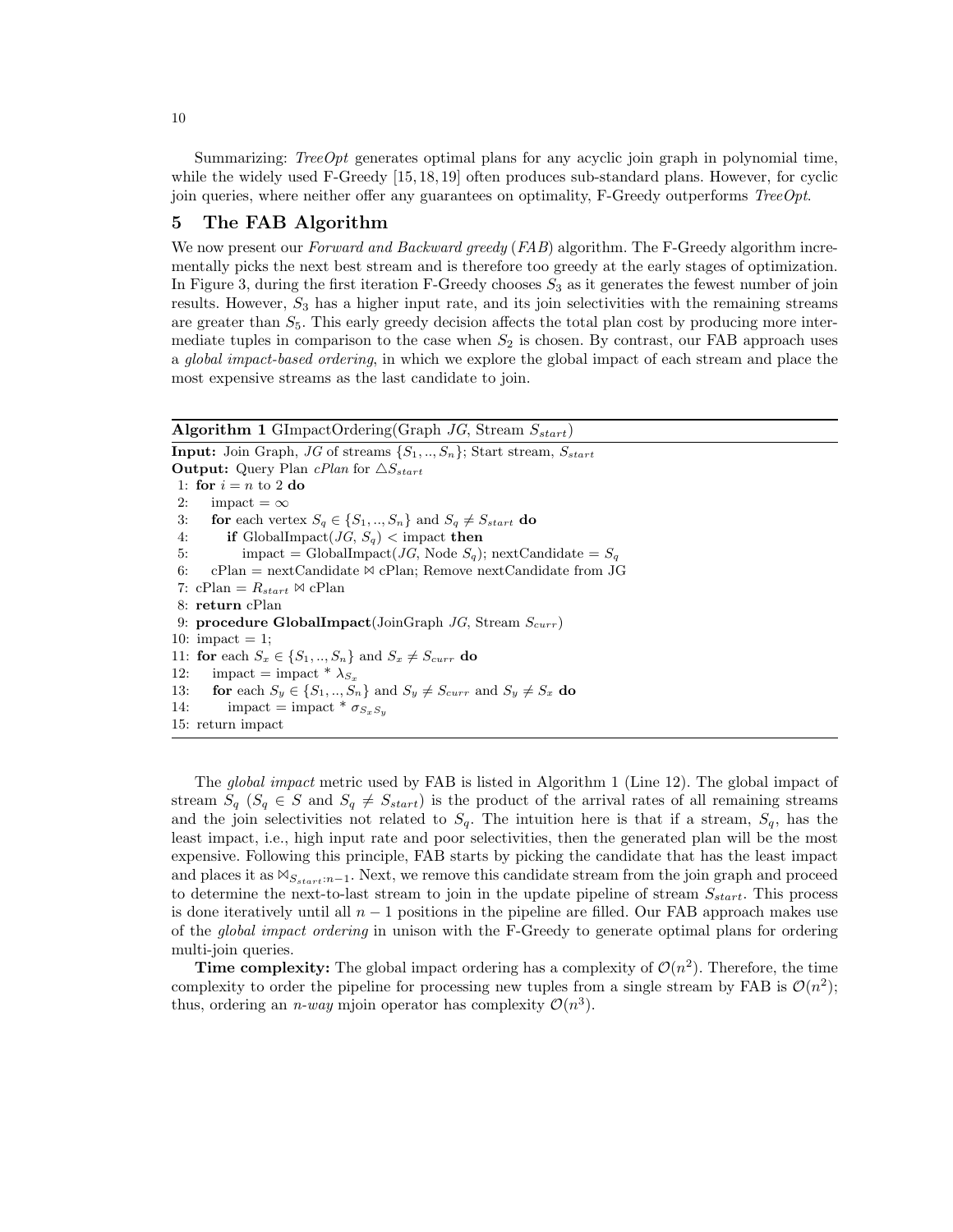Summarizing: *TreeOpt* generates optimal plans for any acyclic join graph in polynomial time, while the widely used F-Greedy [15, 18, 19] often produces sub-standard plans. However, for cyclic join queries, where neither offer any guarantees on optimality, F-Greedy outperforms *TreeOpt*.

## 5 The FAB Algorithm

We now present our *Forward and Backward greedy* (*FAB*) algorithm. The F-Greedy algorithm incrementally picks the next best stream and is therefore too greedy at the early stages of optimization. In Figure 3, during the first iteration F-Greedy chooses $S_3$ as it generates the fewest number of join results. However, $S_3$ has a higher input rate, and its join selectivities with the remaining streams are greater than $S_5$. This early greedy decision affects the total plan cost by producing more intermediate tuples in comparison to the case when $S_2$ is chosen. By contrast, our FAB approach uses a *global impact-based ordering*, in which we explore the global impact of each stream and place the most expensive streams as the last candidate to join.

**Algorithm 1** GImpactOrdering(Graph $JG$, Stream $S_{start}$)

**Input:** Join Graph, $JG$ of streams $\{S_1, .., S_n\}$; Start stream, $S_{start}$
**Output:** Query Plan $cPlan$ for $\triangle S_{start}$

```
 1: for i = n to 2 do
 2:    impact = ∞
 3:    for each vertex S_q ∈ {S_1, .., S_n} and S_q ≠ S_start do
 4:       if GlobalImpact(JG, S_q) < impact then
 5:          impact = GlobalImpact(JG, Node S_q); nextCandidate = S_q
 6:    cPlan = nextCandidate ⋈ cPlan; Remove nextCandidate from JG
 7: cPlan = R_start ⋈ cPlan
 8: return cPlan
 9: procedure GlobalImpact(JoinGraph JG, Stream S_curr)
10: impact = 1;
11: for each S_x ∈ {S_1, .., S_n} and S_x ≠ S_curr do
12:    impact = impact * λ_{S_x}
13:    for each S_y ∈ {S_1, .., S_n} and S_y ≠ S_curr and S_y ≠ S_x do
14:       impact = impact * σ_{S_x S_y}
15: return impact
```

The *global impact* metric used by FAB is listed in Algorithm 1 (Line 12). The global impact of stream $S_q$ ($S_q \in S$ and $S_q \neq S_{start}$) is the product of the arrival rates of all remaining streams and the join selectivities not related to $S_q$. The intuition here is that if a stream, $S_q$, has the least impact, i.e., high input rate and poor selectivities, then the generated plan will be the most expensive. Following this principle, FAB starts by picking the candidate that has the least impact and places it as $\bowtie_{S_{start}:n-1}$. Next, we remove this candidate stream from the join graph and proceed to determine the next-to-last stream to join in the update pipeline of stream $S_{start}$. This process is done iteratively until all $n-1$ positions in the pipeline are filled. Our FAB approach makes use of the *global impact ordering* in unison with the F-Greedy to generate optimal plans for ordering multi-join queries.

**Time complexity:** The global impact ordering has a complexity of $\mathcal{O}(n^2)$. Therefore, the time complexity to order the pipeline for processing new tuples from a single stream by FAB is $\mathcal{O}(n^2)$; thus, ordering an *n-way* mjoin operator has complexity $\mathcal{O}(n^3)$.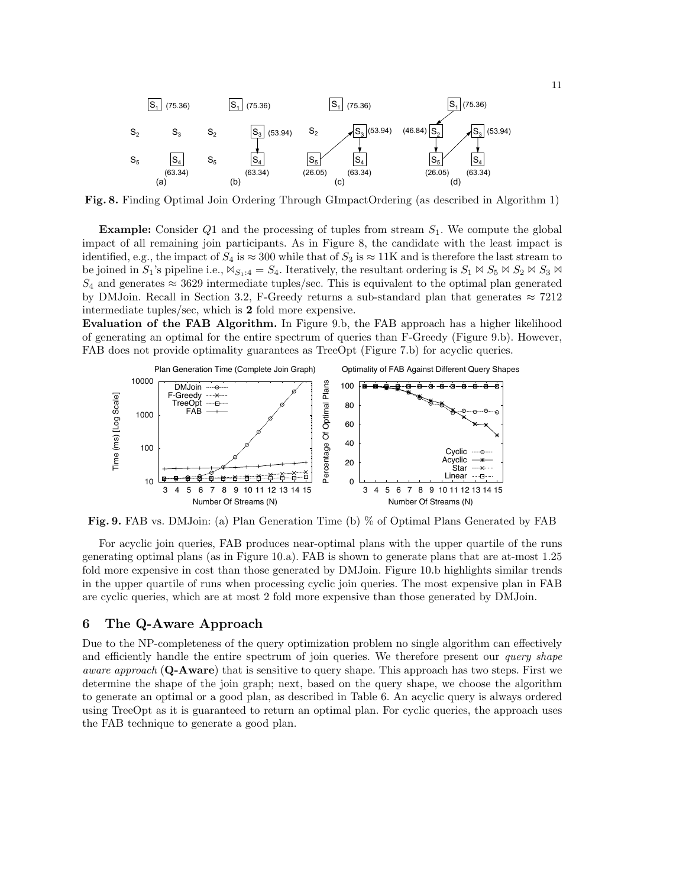**Fig. 8.** Finding Optimal Join Ordering Through GImpactOrdering (as described in Algorithm 1)

**Example:** Consider $Q1$ and the processing of tuples from stream $S_1$. We compute the global impact of all remaining join participants. As in Figure 8, the candidate with the least impact is identified, e.g., the impact of $S_4$ is $\approx 300$ while that of $S_3$ is $\approx 11$K and is therefore the last stream to be joined in $S_1$'s pipeline i.e., $\bowtie_{S_1:4} = S_4$. Iteratively, the resultant ordering is $S_1 \bowtie S_5 \bowtie S_2 \bowtie S_3 \bowtie S_4$ and generates $\approx 3629$ intermediate tuples/sec. This is equivalent to the optimal plan generated by DMJoin. Recall in Section 3.2, F-Greedy returns a sub-standard plan that generates $\approx 7212$ intermediate tuples/sec, which is **2** fold more expensive.

**Evaluation of the FAB Algorithm.** In Figure 9.b, the FAB approach has a higher likelihood of generating an optimal for the entire spectrum of queries than F-Greedy (Figure 9.b). However, FAB does not provide optimality guarantees as TreeOpt (Figure 7.b) for acyclic queries.

**Fig. 9.** FAB vs. DMJoin: (a) Plan Generation Time (b) % of Optimal Plans Generated by FAB

For acyclic join queries, FAB produces near-optimal plans with the upper quartile of the runs generating optimal plans (as in Figure 10.a). FAB is shown to generate plans that are at-most 1.25 fold more expensive in cost than those generated by DMJoin. Figure 10.b highlights similar trends in the upper quartile of runs when processing cyclic join queries. The most expensive plan in FAB are cyclic queries, which are at most 2 fold more expensive than those generated by DMJoin.

## 6 The Q-Aware Approach

Due to the NP-completeness of the query optimization problem no single algorithm can effectively and efficiently handle the entire spectrum of join queries. We therefore present our *query shape aware approach* (**Q-Aware**) that is sensitive to query shape. This approach has two steps. First we determine the shape of the join graph; next, based on the query shape, we choose the algorithm to generate an optimal or a good plan, as described in Table 6. An acyclic query is always ordered using TreeOpt as it is guaranteed to return an optimal plan. For cyclic queries, the approach uses the FAB technique to generate a good plan.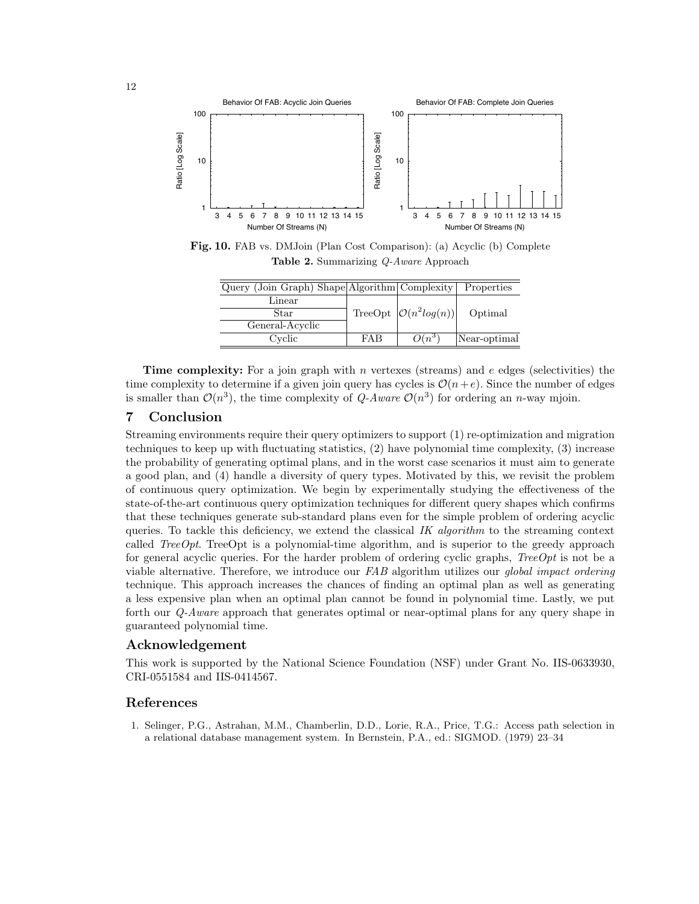Fig. 10. FAB vs. DMJoin (Plan Cost Comparison): (a) Acyclic (b) Complete

**Table 2.** Summarizing *Q-Aware* Approach

| Query (Join Graph) Shape | Algorithm | Complexity | Properties |
|---|---|---|---|
| Linear | TreeOpt | $\mathcal{O}(n^2 log(n))$ | Optimal |
| Star | | | |
| General-Acyclic | | | |
| Cyclic | FAB | $O(n^3)$ | Near-optimal |

**Time complexity:** For a join graph with $n$ vertexes (streams) and $e$ edges (selectivities) the time complexity to determine if a given join query has cycles is $\mathcal{O}(n+e)$. Since the number of edges is smaller than $\mathcal{O}(n^3)$, the time complexity of *Q-Aware* $\mathcal{O}(n^3)$ for ordering an $n$-way mjoin.

## 7 Conclusion

Streaming environments require their query optimizers to support (1) re-optimization and migration techniques to keep up with fluctuating statistics, (2) have polynomial time complexity, (3) increase the probability of generating optimal plans, and in the worst case scenarios it must aim to generate a good plan, and (4) handle a diversity of query types. Motivated by this, we revisit the problem of continuous query optimization. We begin by experimentally studying the effectiveness of the state-of-the-art continuous query optimization techniques for different query shapes which confirms that these techniques generate sub-standard plans even for the simple problem of ordering acyclic queries. To tackle this deficiency, we extend the classical *IK algorithm* to the streaming context called *TreeOpt*. TreeOpt is a polynomial-time algorithm, and is superior to the greedy approach for general acyclic queries. For the harder problem of ordering cyclic graphs, *TreeOpt* is not be a viable alternative. Therefore, we introduce our *FAB* algorithm utilizes our *global impact ordering* technique. This approach increases the chances of finding an optimal plan as well as generating a less expensive plan when an optimal plan cannot be found in polynomial time. Lastly, we put forth our *Q-Aware* approach that generates optimal or near-optimal plans for any query shape in guaranteed polynomial time.

## Acknowledgement

This work is supported by the National Science Foundation (NSF) under Grant No. IIS-0633930, CRI-0551584 and IIS-0414567.

## References

1. Selinger, P.G., Astrahan, M.M., Chamberlin, D.D., Lorie, R.A., Price, T.G.: Access path selection in a relational database management system. In Bernstein, P.A., ed.: SIGMOD. (1979) 23–34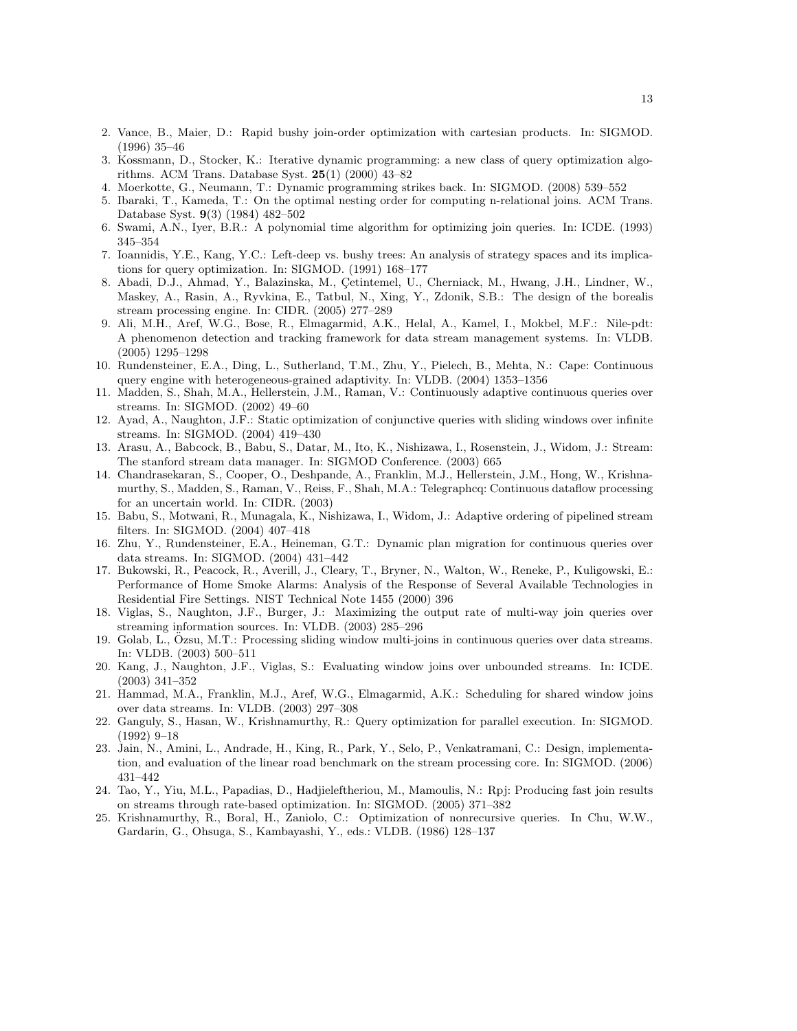2. Vance, B., Maier, D.: Rapid bushy join-order optimization with cartesian products. In: SIGMOD. (1996) 35–46
3. Kossmann, D., Stocker, K.: Iterative dynamic programming: a new class of query optimization algorithms. ACM Trans. Database Syst. **25**(1) (2000) 43–82
4. Moerkotte, G., Neumann, T.: Dynamic programming strikes back. In: SIGMOD. (2008) 539–552
5. Ibaraki, T., Kameda, T.: On the optimal nesting order for computing n-relational joins. ACM Trans. Database Syst. **9**(3) (1984) 482–502
6. Swami, A.N., Iyer, B.R.: A polynomial time algorithm for optimizing join queries. In: ICDE. (1993) 345–354
7. Ioannidis, Y.E., Kang, Y.C.: Left-deep vs. bushy trees: An analysis of strategy spaces and its implications for query optimization. In: SIGMOD. (1991) 168–177
8. Abadi, D.J., Ahmad, Y., Balazinska, M., Çetintemel, U., Cherniack, M., Hwang, J.H., Lindner, W., Maskey, A., Rasin, A., Ryvkina, E., Tatbul, N., Xing, Y., Zdonik, S.B.: The design of the borealis stream processing engine. In: CIDR. (2005) 277–289
9. Ali, M.H., Aref, W.G., Bose, R., Elmagarmid, A.K., Helal, A., Kamel, I., Mokbel, M.F.: Nile-pdt: A phenomenon detection and tracking framework for data stream management systems. In: VLDB. (2005) 1295–1298
10. Rundensteiner, E.A., Ding, L., Sutherland, T.M., Zhu, Y., Pielech, B., Mehta, N.: Cape: Continuous query engine with heterogeneous-grained adaptivity. In: VLDB. (2004) 1353–1356
11. Madden, S., Shah, M.A., Hellerstein, J.M., Raman, V.: Continuously adaptive continuous queries over streams. In: SIGMOD. (2002) 49–60
12. Ayad, A., Naughton, J.F.: Static optimization of conjunctive queries with sliding windows over infinite streams. In: SIGMOD. (2004) 419–430
13. Arasu, A., Babcock, B., Babu, S., Datar, M., Ito, K., Nishizawa, I., Rosenstein, J., Widom, J.: Stream: The stanford stream data manager. In: SIGMOD Conference. (2003) 665
14. Chandrasekaran, S., Cooper, O., Deshpande, A., Franklin, M.J., Hellerstein, J.M., Hong, W., Krishnamurthy, S., Madden, S., Raman, V., Reiss, F., Shah, M.A.: Telegraphcq: Continuous dataflow processing for an uncertain world. In: CIDR. (2003)
15. Babu, S., Motwani, R., Munagala, K., Nishizawa, I., Widom, J.: Adaptive ordering of pipelined stream filters. In: SIGMOD. (2004) 407–418
16. Zhu, Y., Rundensteiner, E.A., Heineman, G.T.: Dynamic plan migration for continuous queries over data streams. In: SIGMOD. (2004) 431–442
17. Bukowski, R., Peacock, R., Averill, J., Cleary, T., Bryner, N., Walton, W., Reneke, P., Kuligowski, E.: Performance of Home Smoke Alarms: Analysis of the Response of Several Available Technologies in Residential Fire Settings. NIST Technical Note 1455 (2000) 396
18. Viglas, S., Naughton, J.F., Burger, J.: Maximizing the output rate of multi-way join queries over streaming information sources. In: VLDB. (2003) 285–296
19. Golab, L., Özsu, M.T.: Processing sliding window multi-joins in continuous queries over data streams. In: VLDB. (2003) 500–511
20. Kang, J., Naughton, J.F., Viglas, S.: Evaluating window joins over unbounded streams. In: ICDE. (2003) 341–352
21. Hammad, M.A., Franklin, M.J., Aref, W.G., Elmagarmid, A.K.: Scheduling for shared window joins over data streams. In: VLDB. (2003) 297–308
22. Ganguly, S., Hasan, W., Krishnamurthy, R.: Query optimization for parallel execution. In: SIGMOD. (1992) 9–18
23. Jain, N., Amini, L., Andrade, H., King, R., Park, Y., Selo, P., Venkatramani, C.: Design, implementation, and evaluation of the linear road benchmark on the stream processing core. In: SIGMOD. (2006) 431–442
24. Tao, Y., Yiu, M.L., Papadias, D., Hadjieleftheriou, M., Mamoulis, N.: Rpj: Producing fast join results on streams through rate-based optimization. In: SIGMOD. (2005) 371–382
25. Krishnamurthy, R., Boral, H., Zaniolo, C.: Optimization of nonrecursive queries. In Chu, W.W., Gardarin, G., Ohsuga, S., Kambayashi, Y., eds.: VLDB. (1986) 128–137